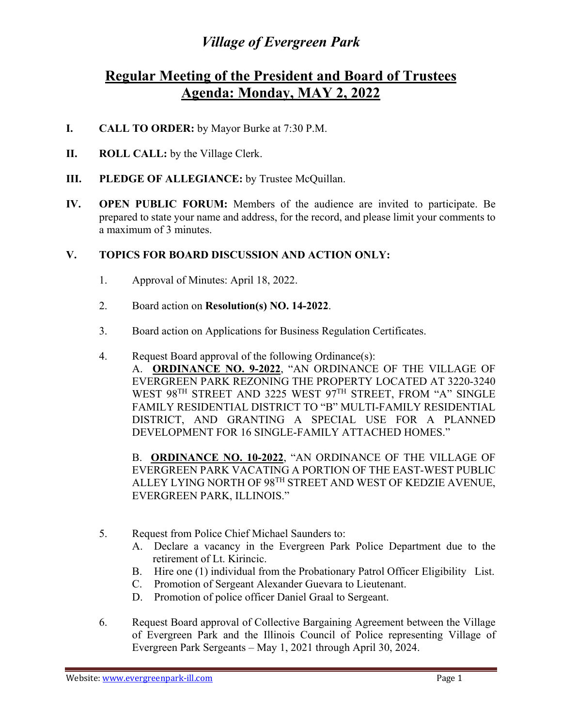# *Village of Evergreen Park*

## Regular Meeting of the President and Board of Trustees
## Agenda: Monday, MAY 2, 2022

**I.** **CALL TO ORDER:** by Mayor Burke at 7:30 P.M.

**II.** **ROLL CALL:** by the Village Clerk.

**III.** **PLEDGE OF ALLEGIANCE:** by Trustee McQuillan.

**IV.** **OPEN PUBLIC FORUM:** Members of the audience are invited to participate. Be prepared to state your name and address, for the record, and please limit your comments to a maximum of 3 minutes.

**V.** **TOPICS FOR BOARD DISCUSSION AND ACTION ONLY:**

1. Approval of Minutes: April 18, 2022.

2. Board action on **Resolution(s) NO. 14-2022**.

3. Board action on Applications for Business Regulation Certificates.

4. Request Board approval of the following Ordinance(s):

   A. **ORDINANCE NO. 9-2022**, "AN ORDINANCE OF THE VILLAGE OF EVERGREEN PARK REZONING THE PROPERTY LOCATED AT 3220-3240 WEST 98TH STREET AND 3225 WEST 97TH STREET, FROM "A" SINGLE FAMILY RESIDENTIAL DISTRICT TO "B" MULTI-FAMILY RESIDENTIAL DISTRICT, AND GRANTING A SPECIAL USE FOR A PLANNED DEVELOPMENT FOR 16 SINGLE-FAMILY ATTACHED HOMES."

   B. **ORDINANCE NO. 10-2022**, "AN ORDINANCE OF THE VILLAGE OF EVERGREEN PARK VACATING A PORTION OF THE EAST-WEST PUBLIC ALLEY LYING NORTH OF 98TH STREET AND WEST OF KEDZIE AVENUE, EVERGREEN PARK, ILLINOIS."

5. Request from Police Chief Michael Saunders to:

   A. Declare a vacancy in the Evergreen Park Police Department due to the retirement of Lt. Kirincic.
   B. Hire one (1) individual from the Probationary Patrol Officer Eligibility List.
   C. Promotion of Sergeant Alexander Guevara to Lieutenant.
   D. Promotion of police officer Daniel Graal to Sergeant.

6. Request Board approval of Collective Bargaining Agreement between the Village of Evergreen Park and the Illinois Council of Police representing Village of Evergreen Park Sergeants – May 1, 2021 through April 30, 2024.

Website: www.evergreenpark-ill.com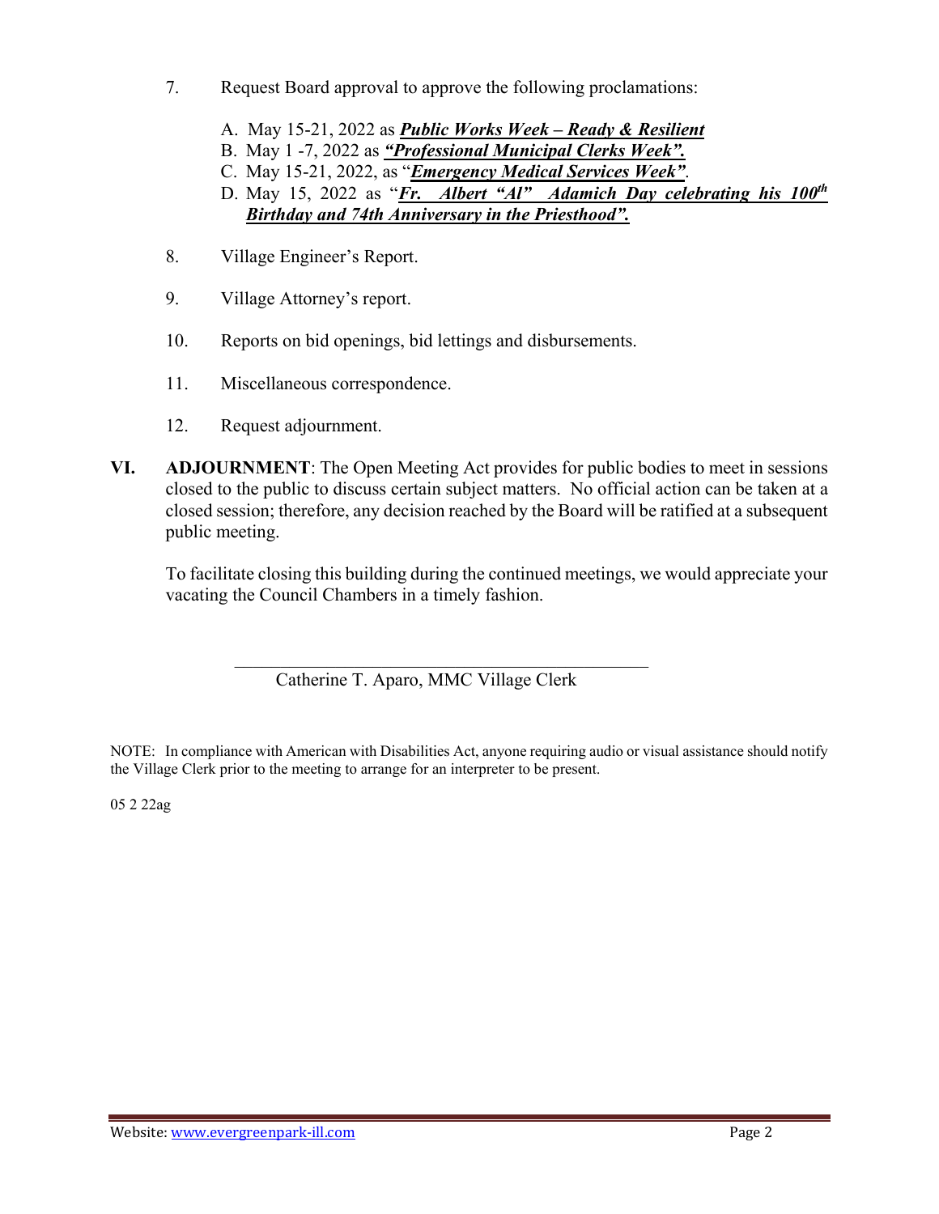7. Request Board approval to approve the following proclamations:

   A. May 15-21, 2022 as ***Public Works Week – Ready & Resilient***
   B. May 1 -7, 2022 as ***"Professional Municipal Clerks Week".***
   C. May 15-21, 2022, as "***Emergency Medical Services Week"***.
   D. May 15, 2022 as "***Fr. Albert "Al" Adamich Day celebrating his 100th Birthday and 74th Anniversary in the Priesthood".***

8. Village Engineer's Report.

9. Village Attorney's report.

10. Reports on bid openings, bid lettings and disbursements.

11. Miscellaneous correspondence.

12. Request adjournment.

**VI. ADJOURNMENT**: The Open Meeting Act provides for public bodies to meet in sessions closed to the public to discuss certain subject matters. No official action can be taken at a closed session; therefore, any decision reached by the Board will be ratified at a subsequent public meeting.

To facilitate closing this building during the continued meetings, we would appreciate your vacating the Council Chambers in a timely fashion.

\_\_\_\_\_\_\_\_\_\_\_\_\_\_\_\_\_\_\_\_\_\_\_\_\_\_\_\_\_\_\_\_\_\_\_\_\_\_\_\_\_\_\_\_

Catherine T. Aparo, MMC Village Clerk

NOTE: In compliance with American with Disabilities Act, anyone requiring audio or visual assistance should notify the Village Clerk prior to the meeting to arrange for an interpreter to be present.

05 2 22ag

Website: www.evergreenpark-ill.com